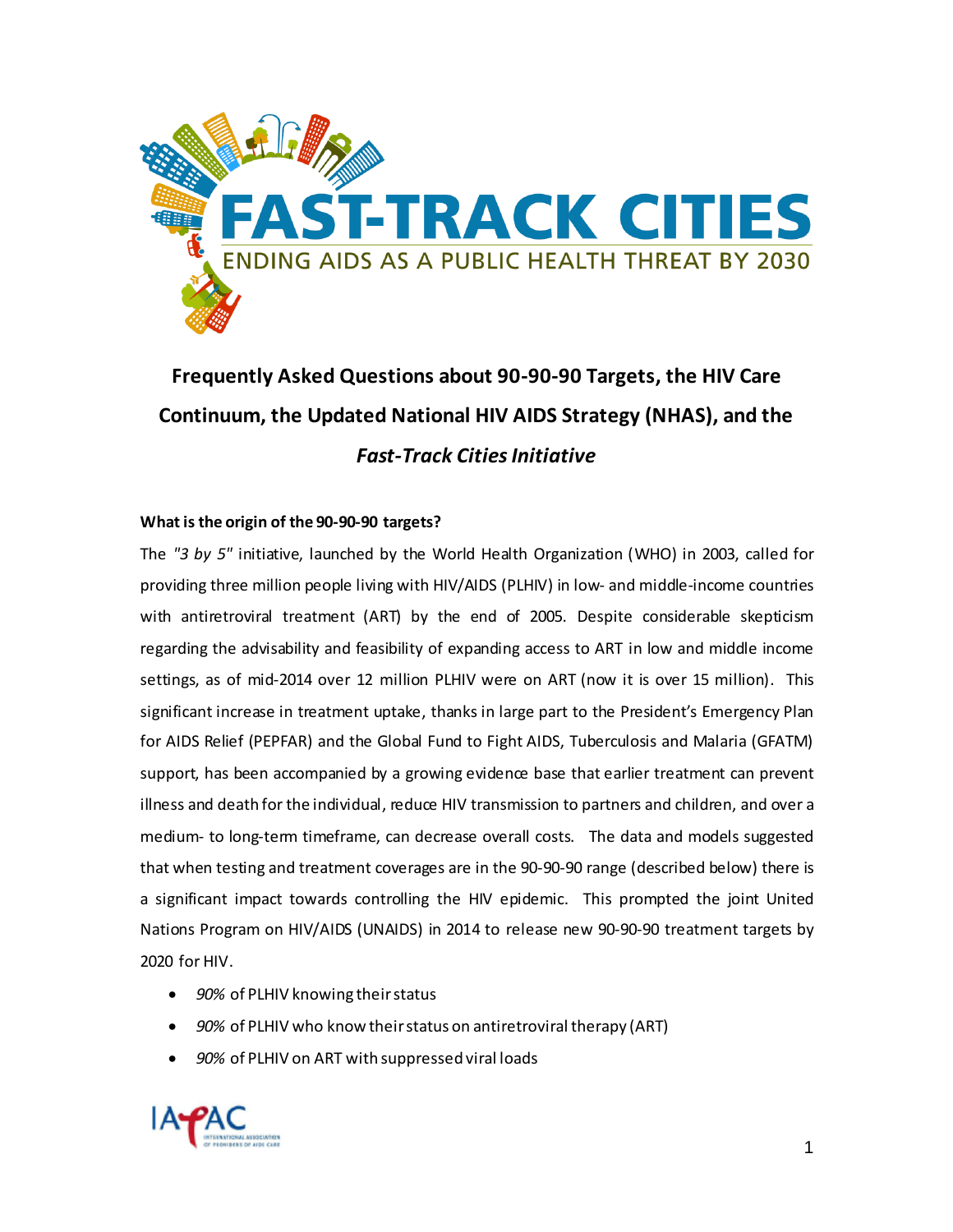FAST-TRACK CITIES

ENDING AIDS AS A PUBLIC HEALTH THREAT BY 2030

# Frequently Asked Questions about 90-90-90 Targets, the HIV Care Continuum, the Updated National HIV AIDS Strategy (NHAS), and the *Fast-Track Cities Initiative*

### What is the origin of the 90-90-90 targets?

The *"3 by 5"* initiative, launched by the World Health Organization (WHO) in 2003, called for providing three million people living with HIV/AIDS (PLHIV) in low- and middle-income countries with antiretroviral treatment (ART) by the end of 2005. Despite considerable skepticism regarding the advisability and feasibility of expanding access to ART in low and middle income settings, as of mid-2014 over 12 million PLHIV were on ART (now it is over 15 million). This significant increase in treatment uptake, thanks in large part to the President's Emergency Plan for AIDS Relief (PEPFAR) and the Global Fund to Fight AIDS, Tuberculosis and Malaria (GFATM) support, has been accompanied by a growing evidence base that earlier treatment can prevent illness and death for the individual, reduce HIV transmission to partners and children, and over a medium- to long-term timeframe, can decrease overall costs. The data and models suggested that when testing and treatment coverages are in the 90-90-90 range (described below) there is a significant impact towards controlling the HIV epidemic. This prompted the joint United Nations Program on HIV/AIDS (UNAIDS) in 2014 to release new 90-90-90 treatment targets by 2020 for HIV.

- *90%* of PLHIV knowing their status
- *90%* of PLHIV who know their status on antiretroviral therapy (ART)
- *90%* of PLHIV on ART with suppressed viral loads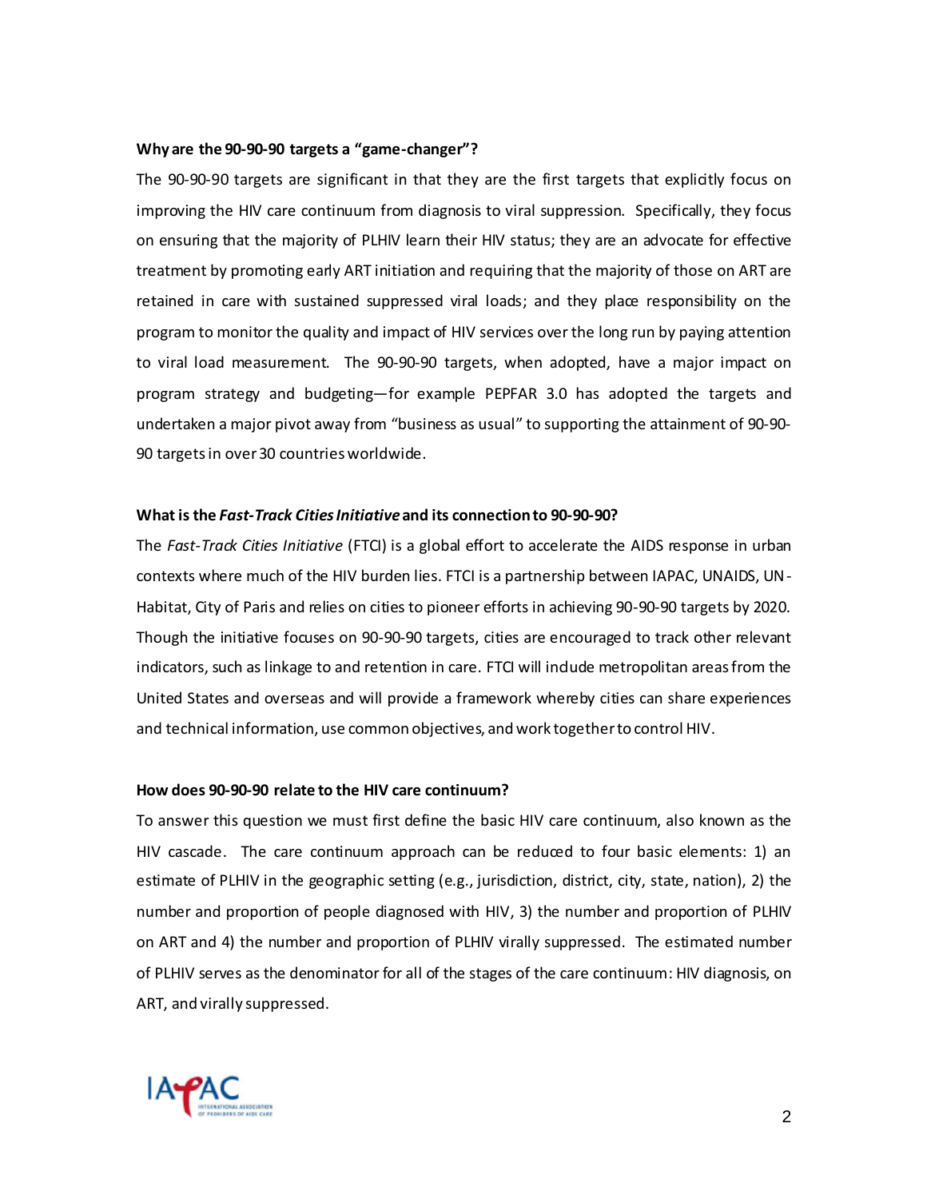**Why are the 90-90-90 targets a "game-changer"?**

The 90-90-90 targets are significant in that they are the first targets that explicitly focus on improving the HIV care continuum from diagnosis to viral suppression. Specifically, they focus on ensuring that the majority of PLHIV learn their HIV status; they are an advocate for effective treatment by promoting early ART initiation and requiring that the majority of those on ART are retained in care with sustained suppressed viral loads; and they place responsibility on the program to monitor the quality and impact of HIV services over the long run by paying attention to viral load measurement. The 90-90-90 targets, when adopted, have a major impact on program strategy and budgeting—for example PEPFAR 3.0 has adopted the targets and undertaken a major pivot away from "business as usual" to supporting the attainment of 90-90-90 targets in over 30 countries worldwide.

**What is the *Fast-Track Cities Initiative* and its connection to 90-90-90?**

The *Fast-Track Cities Initiative* (FTCI) is a global effort to accelerate the AIDS response in urban contexts where much of the HIV burden lies. FTCI is a partnership between IAPAC, UNAIDS, UN-Habitat, City of Paris and relies on cities to pioneer efforts in achieving 90-90-90 targets by 2020. Though the initiative focuses on 90-90-90 targets, cities are encouraged to track other relevant indicators, such as linkage to and retention in care. FTCI will include metropolitan areas from the United States and overseas and will provide a framework whereby cities can share experiences and technical information, use common objectives, and work together to control HIV.

**How does 90-90-90 relate to the HIV care continuum?**

To answer this question we must first define the basic HIV care continuum, also known as the HIV cascade. The care continuum approach can be reduced to four basic elements: 1) an estimate of PLHIV in the geographic setting (e.g., jurisdiction, district, city, state, nation), 2) the number and proportion of people diagnosed with HIV, 3) the number and proportion of PLHIV on ART and 4) the number and proportion of PLHIV virally suppressed. The estimated number of PLHIV serves as the denominator for all of the stages of the care continuum: HIV diagnosis, on ART, and virally suppressed.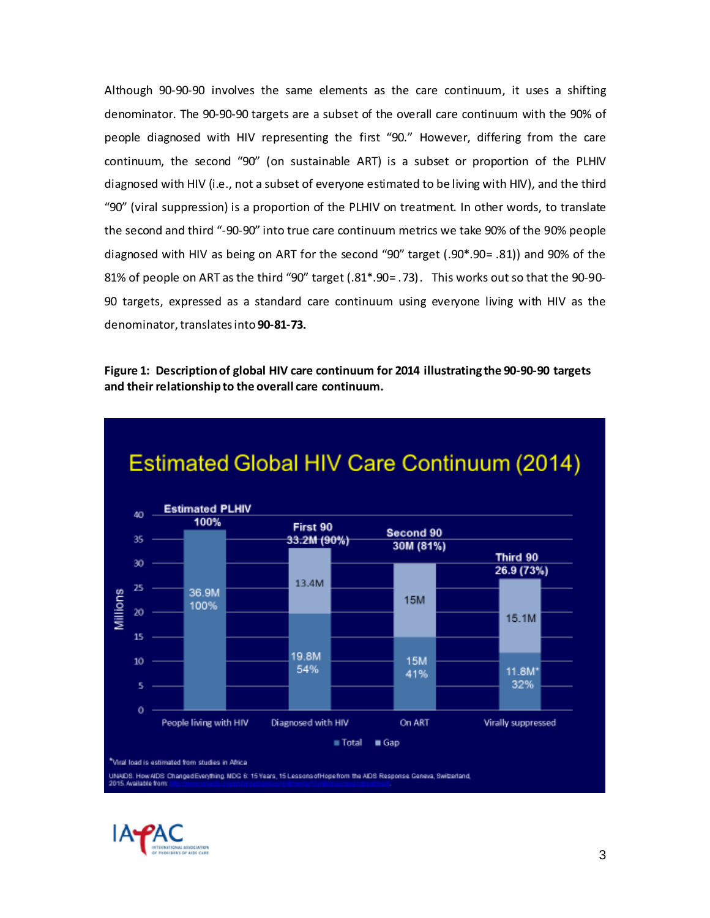Although 90-90-90 involves the same elements as the care continuum, it uses a shifting denominator. The 90-90-90 targets are a subset of the overall care continuum with the 90% of people diagnosed with HIV representing the first "90." However, differing from the care continuum, the second "90" (on sustainable ART) is a subset or proportion of the PLHIV diagnosed with HIV (i.e., not a subset of everyone estimated to be living with HIV), and the third "90" (viral suppression) is a proportion of the PLHIV on treatment. In other words, to translate the second and third "-90-90" into true care continuum metrics we take 90% of the 90% people diagnosed with HIV as being on ART for the second "90" target (.90*.90= .81)) and 90% of the 81% of people on ART as the third "90" target (.81*.90= .73). This works out so that the 90-90-90 targets, expressed as a standard care continuum using everyone living with HIV as the denominator, translates into **90-81-73.**

**Figure 1: Description of global HIV care continuum for 2014 illustrating the 90-90-90 targets and their relationship to the overall care continuum.**

Estimated Global HIV Care Continuum (2014)

| | People living with HIV | Diagnosed with HIV | On ART | Virally suppressed |
|---|---|---|---|---|
| Label | Estimated PLHIV 100% | First 90 33.2M (90%) | Second 90 30M (81%) | Third 90 26.9 (73%) |
| Total | 36.9M 100% | 19.8M 54% | 15M 41% | 11.8M* 32% |
| Gap | | 13.4M | 15M | 15.1M |

*Viral load is estimated from studies in Africa

UNAIDS. How AIDS Changed Everything. MDG 6: 15 Years, 15 Lessons of Hope from the AIDS Response. Geneva, Switzerland, 2015. Available from: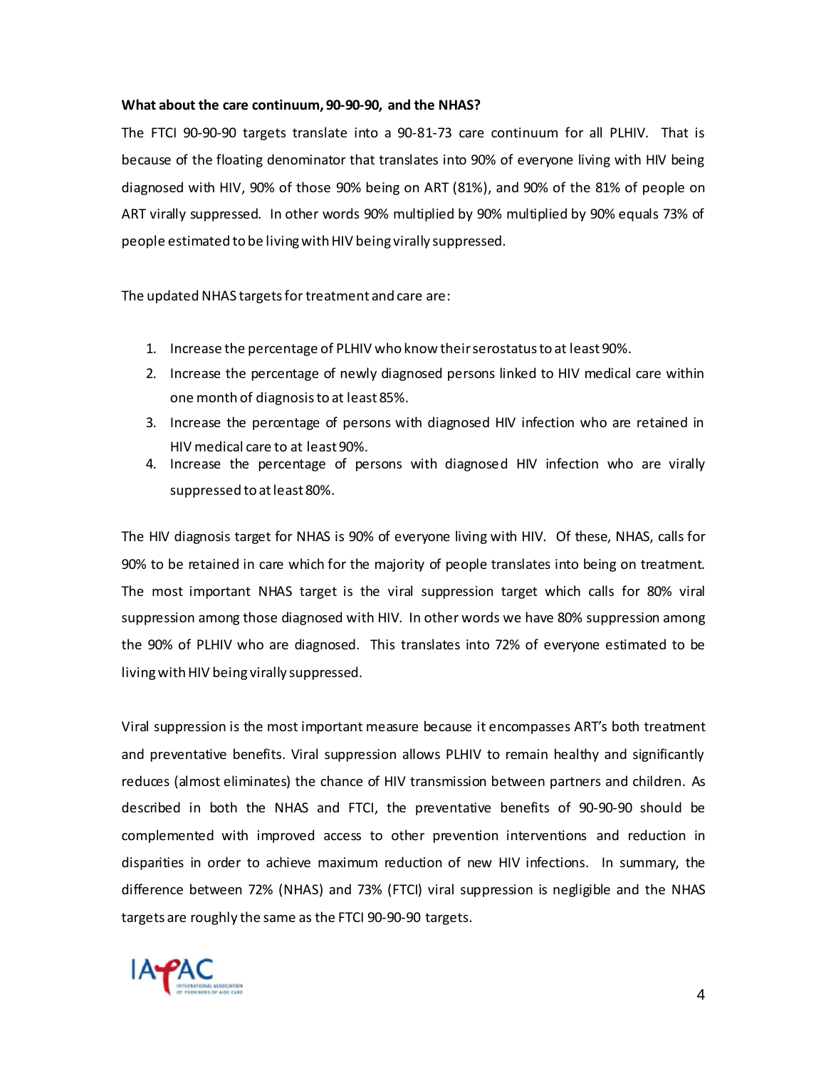**What about the care continuum, 90-90-90, and the NHAS?**

The FTCI 90-90-90 targets translate into a 90-81-73 care continuum for all PLHIV. That is because of the floating denominator that translates into 90% of everyone living with HIV being diagnosed with HIV, 90% of those 90% being on ART (81%), and 90% of the 81% of people on ART virally suppressed. In other words 90% multiplied by 90% multiplied by 90% equals 73% of people estimated to be living with HIV being virally suppressed.

The updated NHAS targets for treatment and care are:

1. Increase the percentage of PLHIV who know their serostatus to at least 90%.
2. Increase the percentage of newly diagnosed persons linked to HIV medical care within one month of diagnosis to at least 85%.
3. Increase the percentage of persons with diagnosed HIV infection who are retained in HIV medical care to at least 90%.
4. Increase the percentage of persons with diagnosed HIV infection who are virally suppressed to at least 80%.

The HIV diagnosis target for NHAS is 90% of everyone living with HIV. Of these, NHAS, calls for 90% to be retained in care which for the majority of people translates into being on treatment. The most important NHAS target is the viral suppression target which calls for 80% viral suppression among those diagnosed with HIV. In other words we have 80% suppression among the 90% of PLHIV who are diagnosed. This translates into 72% of everyone estimated to be living with HIV being virally suppressed.

Viral suppression is the most important measure because it encompasses ART's both treatment and preventative benefits. Viral suppression allows PLHIV to remain healthy and significantly reduces (almost eliminates) the chance of HIV transmission between partners and children. As described in both the NHAS and FTCI, the preventative benefits of 90-90-90 should be complemented with improved access to other prevention interventions and reduction in disparities in order to achieve maximum reduction of new HIV infections. In summary, the difference between 72% (NHAS) and 73% (FTCI) viral suppression is negligible and the NHAS targets are roughly the same as the FTCI 90-90-90 targets.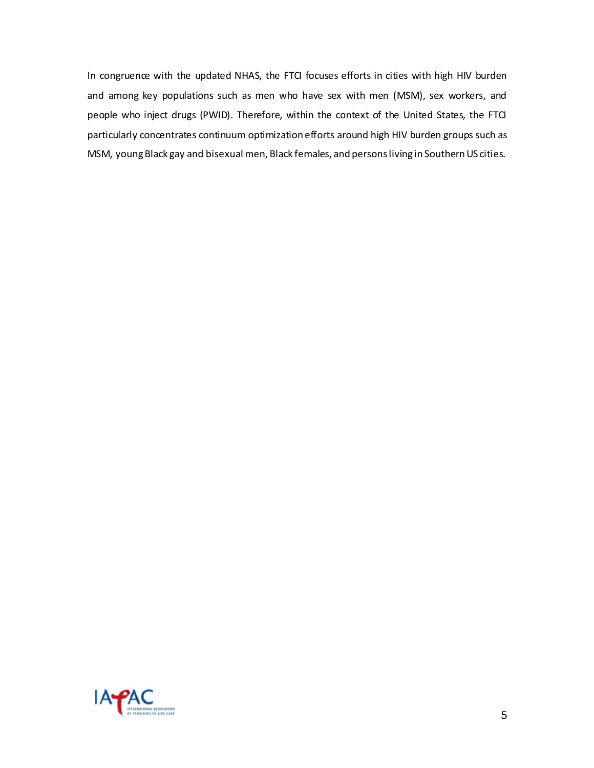In congruence with the updated NHAS, the FTCI focuses efforts in cities with high HIV burden and among key populations such as men who have sex with men (MSM), sex workers, and people who inject drugs (PWID). Therefore, within the context of the United States, the FTCI particularly concentrates continuum optimization efforts around high HIV burden groups such as MSM, young Black gay and bisexual men, Black females, and persons living in Southern US cities.